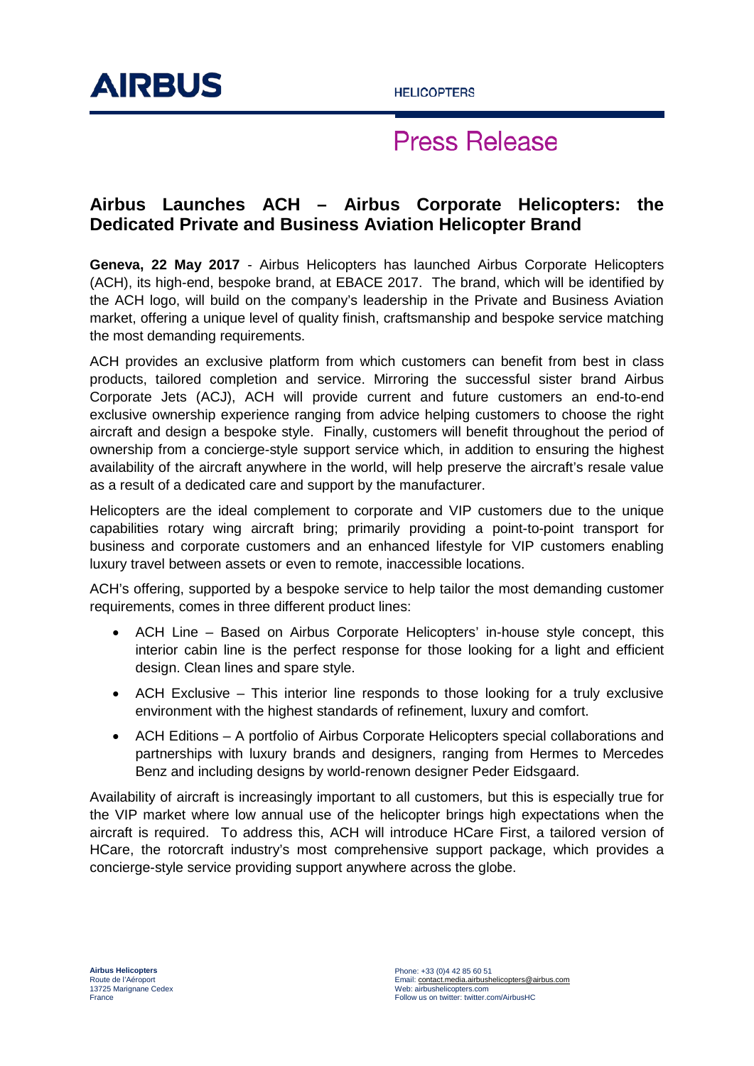# Press Release

## Airbus Launches ACH – Airbus Corporate Helicopters: the Dedicated Private and Business Aviation Helicopter Brand

**Geneva, 22 May 2017** - Airbus Helicopters has launched Airbus Corporate Helicopters (ACH), its high-end, bespoke brand, at EBACE 2017. The brand, which will be identified by the ACH logo, will build on the company's leadership in the Private and Business Aviation market, offering a unique level of quality finish, craftsmanship and bespoke service matching the most demanding requirements.

ACH provides an exclusive platform from which customers can benefit from best in class products, tailored completion and service. Mirroring the successful sister brand Airbus Corporate Jets (ACJ), ACH will provide current and future customers an end-to-end exclusive ownership experience ranging from advice helping customers to choose the right aircraft and design a bespoke style. Finally, customers will benefit throughout the period of ownership from a concierge-style support service which, in addition to ensuring the highest availability of the aircraft anywhere in the world, will help preserve the aircraft's resale value as a result of a dedicated care and support by the manufacturer.

Helicopters are the ideal complement to corporate and VIP customers due to the unique capabilities rotary wing aircraft bring; primarily providing a point-to-point transport for business and corporate customers and an enhanced lifestyle for VIP customers enabling luxury travel between assets or even to remote, inaccessible locations.

ACH's offering, supported by a bespoke service to help tailor the most demanding customer requirements, comes in three different product lines:

- ACH Line – Based on Airbus Corporate Helicopters' in-house style concept, this interior cabin line is the perfect response for those looking for a light and efficient design. Clean lines and spare style.
- ACH Exclusive – This interior line responds to those looking for a truly exclusive environment with the highest standards of refinement, luxury and comfort.
- ACH Editions – A portfolio of Airbus Corporate Helicopters special collaborations and partnerships with luxury brands and designers, ranging from Hermes to Mercedes Benz and including designs by world-renown designer Peder Eidsgaard.

Availability of aircraft is increasingly important to all customers, but this is especially true for the VIP market where low annual use of the helicopter brings high expectations when the aircraft is required. To address this, ACH will introduce HCare First, a tailored version of HCare, the rotorcraft industry's most comprehensive support package, which provides a concierge-style service providing support anywhere across the globe.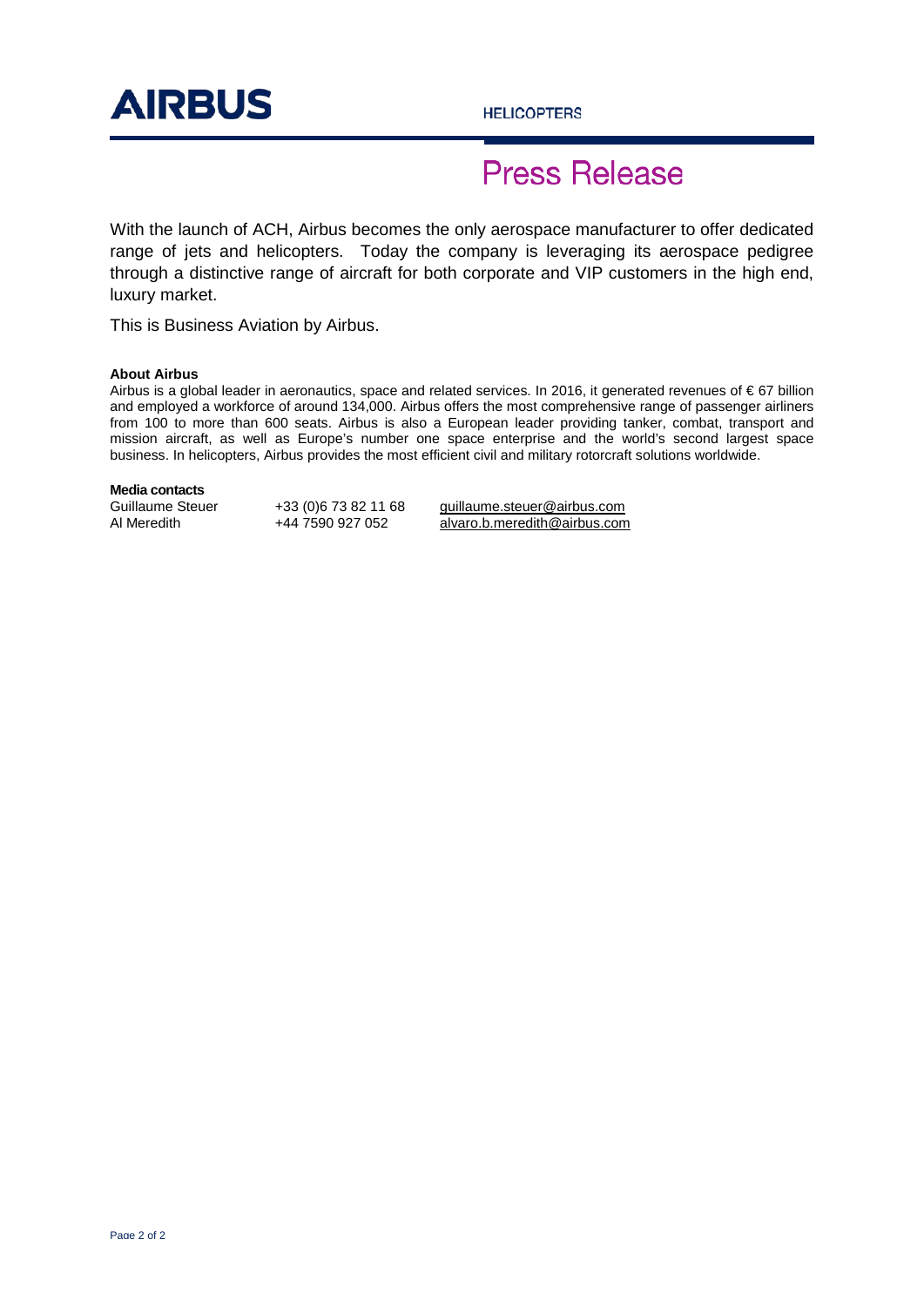With the launch of ACH, Airbus becomes the only aerospace manufacturer to offer dedicated range of jets and helicopters. Today the company is leveraging its aerospace pedigree through a distinctive range of aircraft for both corporate and VIP customers in the high end, luxury market.

This is Business Aviation by Airbus.

**About Airbus**

Airbus is a global leader in aeronautics, space and related services. In 2016, it generated revenues of € 67 billion and employed a workforce of around 134,000. Airbus offers the most comprehensive range of passenger airliners from 100 to more than 600 seats. Airbus is also a European leader providing tanker, combat, transport and mission aircraft, as well as Europe's number one space enterprise and the world's second largest space business. In helicopters, Airbus provides the most efficient civil and military rotorcraft solutions worldwide.

**Media contacts**

| | | |
|---|---|---|
| Guillaume Steuer | +33 (0)6 73 82 11 68 | guillaume.steuer@airbus.com |
| Al Meredith | +44 7590 927 052 | alvaro.b.meredith@airbus.com |